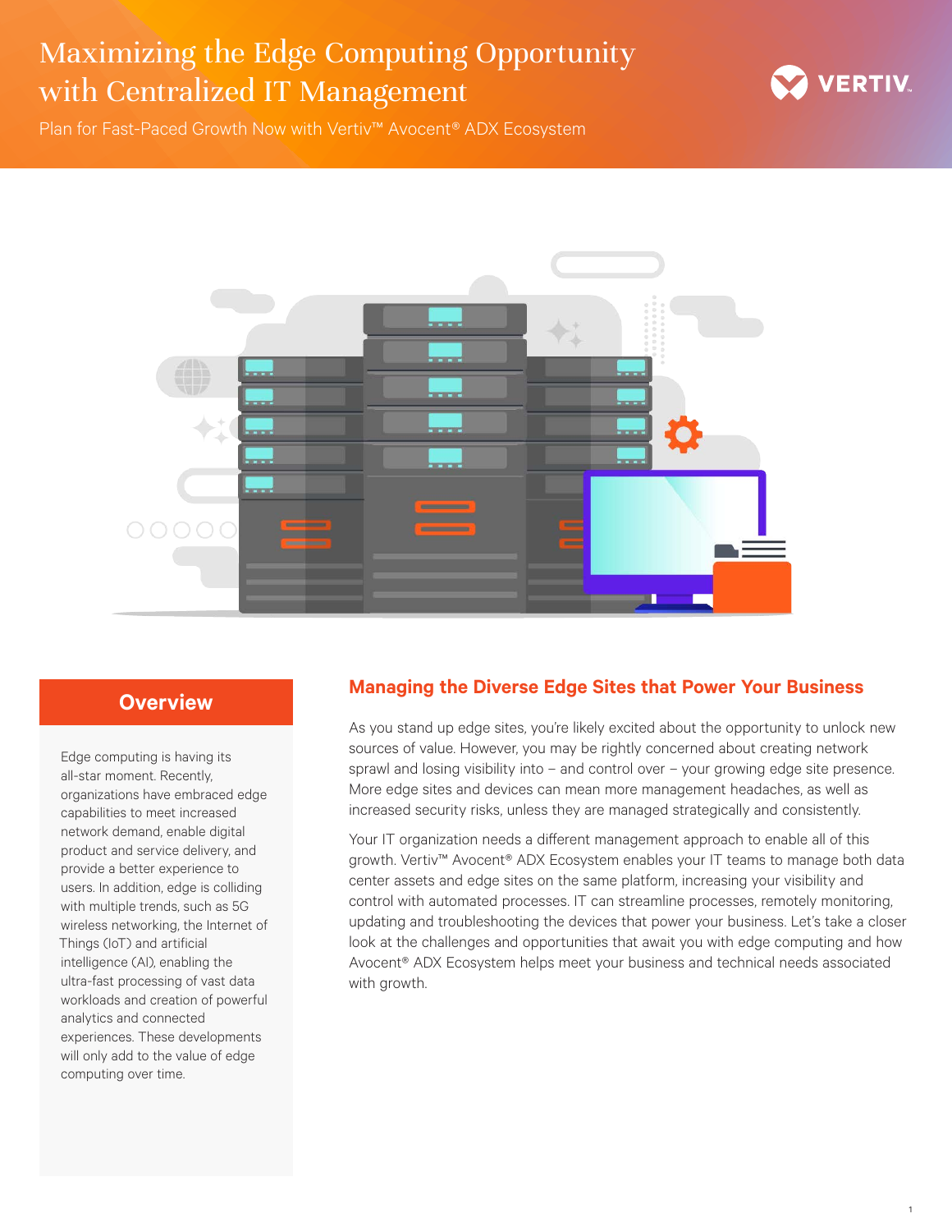# Maximizing the Edge Computing Opportunity with Centralized IT Management

Plan for Fast-Paced Growth Now with Vertiv™ Avocent® ADX Ecosystem

## Overview

Edge computing is having its all-star moment. Recently, organizations have embraced edge capabilities to meet increased network demand, enable digital product and service delivery, and provide a better experience to users. In addition, edge is colliding with multiple trends, such as 5G wireless networking, the Internet of Things (IoT) and artificial intelligence (AI), enabling the ultra-fast processing of vast data workloads and creation of powerful analytics and connected experiences. These developments will only add to the value of edge computing over time.

## Managing the Diverse Edge Sites that Power Your Business

As you stand up edge sites, you're likely excited about the opportunity to unlock new sources of value. However, you may be rightly concerned about creating network sprawl and losing visibility into – and control over – your growing edge site presence. More edge sites and devices can mean more management headaches, as well as increased security risks, unless they are managed strategically and consistently.

Your IT organization needs a different management approach to enable all of this growth. Vertiv™ Avocent® ADX Ecosystem enables your IT teams to manage both data center assets and edge sites on the same platform, increasing your visibility and control with automated processes. IT can streamline processes, remotely monitoring, updating and troubleshooting the devices that power your business. Let's take a closer look at the challenges and opportunities that await you with edge computing and how Avocent® ADX Ecosystem helps meet your business and technical needs associated with growth.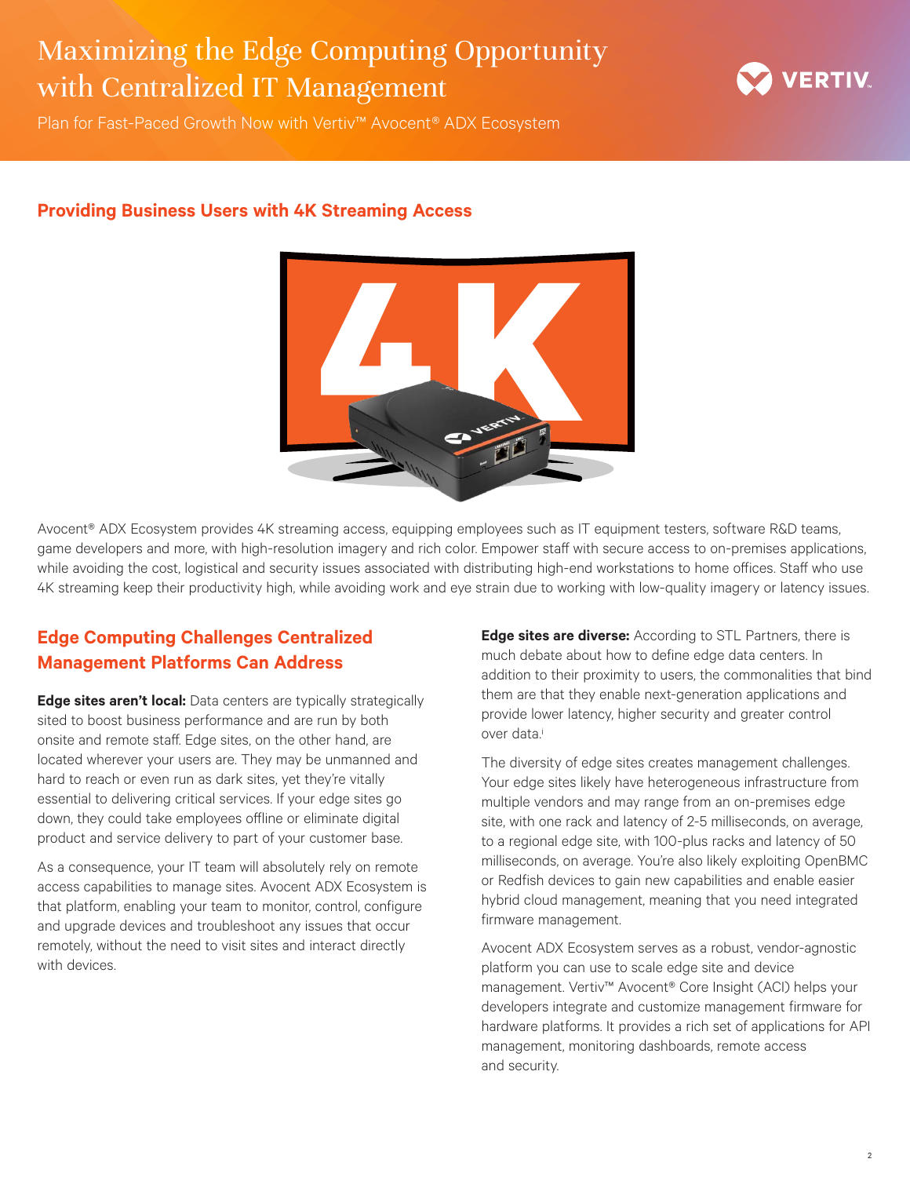# Maximizing the Edge Computing Opportunity with Centralized IT Management

Plan for Fast-Paced Growth Now with Vertiv™ Avocent® ADX Ecosystem

## Providing Business Users with 4K Streaming Access

Avocent® ADX Ecosystem provides 4K streaming access, equipping employees such as IT equipment testers, software R&D teams, game developers and more, with high-resolution imagery and rich color. Empower staff with secure access to on-premises applications, while avoiding the cost, logistical and security issues associated with distributing high-end workstations to home offices. Staff who use 4K streaming keep their productivity high, while avoiding work and eye strain due to working with low-quality imagery or latency issues.

## Edge Computing Challenges Centralized Management Platforms Can Address

**Edge sites aren't local:** Data centers are typically strategically sited to boost business performance and are run by both onsite and remote staff. Edge sites, on the other hand, are located wherever your users are. They may be unmanned and hard to reach or even run as dark sites, yet they're vitally essential to delivering critical services. If your edge sites go down, they could take employees offline or eliminate digital product and service delivery to part of your customer base.

As a consequence, your IT team will absolutely rely on remote access capabilities to manage sites. Avocent ADX Ecosystem is that platform, enabling your team to monitor, control, configure and upgrade devices and troubleshoot any issues that occur remotely, without the need to visit sites and interact directly with devices.

**Edge sites are diverse:** According to STL Partners, there is much debate about how to define edge data centers. In addition to their proximity to users, the commonalities that bind them are that they enable next-generation applications and provide lower latency, higher security and greater control over data.[i]

The diversity of edge sites creates management challenges. Your edge sites likely have heterogeneous infrastructure from multiple vendors and may range from an on-premises edge site, with one rack and latency of 2-5 milliseconds, on average, to a regional edge site, with 100-plus racks and latency of 50 milliseconds, on average. You're also likely exploiting OpenBMC or Redfish devices to gain new capabilities and enable easier hybrid cloud management, meaning that you need integrated firmware management.

Avocent ADX Ecosystem serves as a robust, vendor-agnostic platform you can use to scale edge site and device management. Vertiv™ Avocent® Core Insight (ACI) helps your developers integrate and customize management firmware for hardware platforms. It provides a rich set of applications for API management, monitoring dashboards, remote access and security.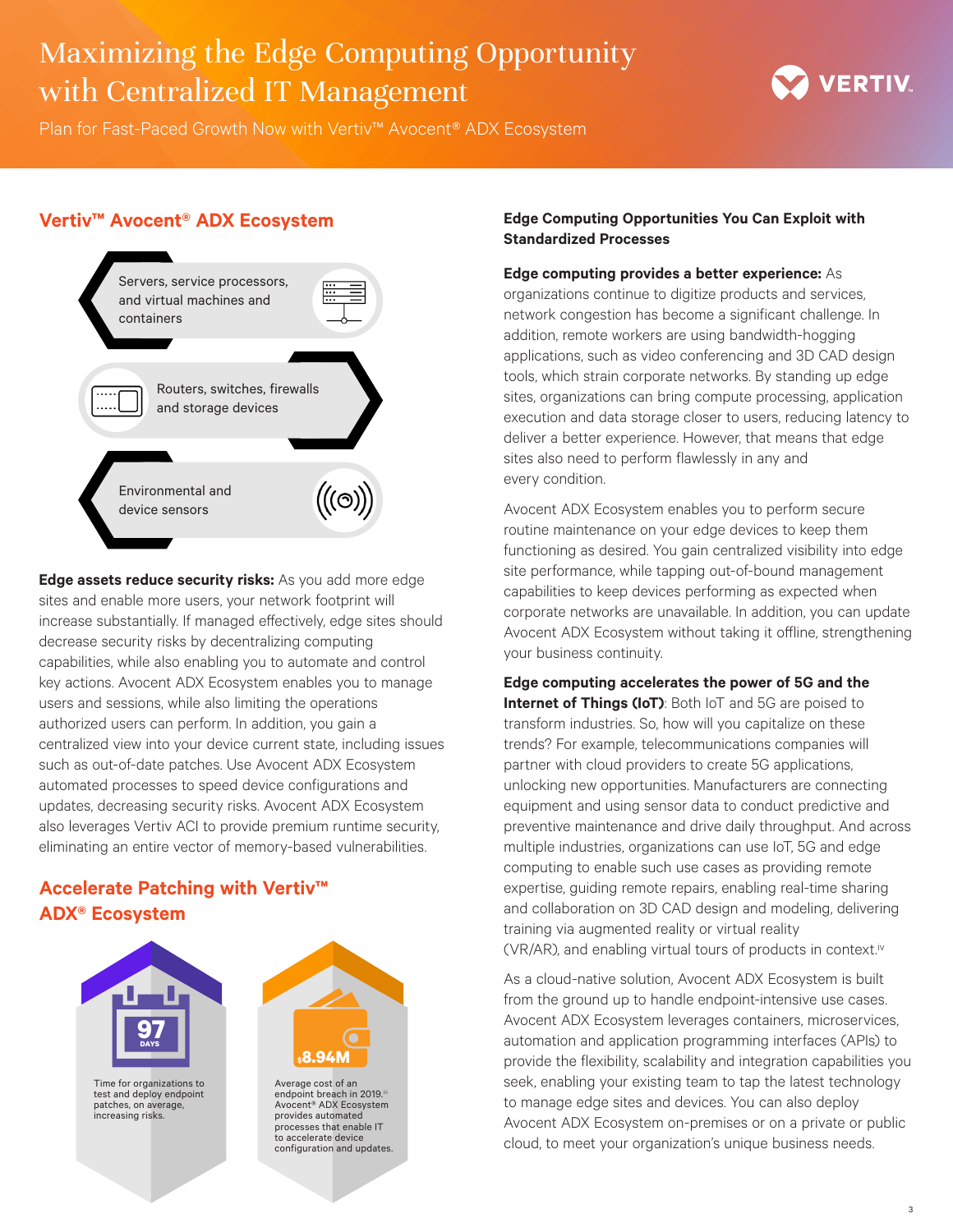# Maximizing the Edge Computing Opportunity with Centralized IT Management

Plan for Fast-Paced Growth Now with Vertiv™ Avocent® ADX Ecosystem

## Vertiv™ Avocent® ADX Ecosystem

- Servers, service processors, and virtual machines and containers
- Routers, switches, firewalls and storage devices
- Environmental and device sensors

**Edge assets reduce security risks:** As you add more edge sites and enable more users, your network footprint will increase substantially. If managed effectively, edge sites should decrease security risks by decentralizing computing capabilities, while also enabling you to automate and control key actions. Avocent ADX Ecosystem enables you to manage users and sessions, while also limiting the operations authorized users can perform. In addition, you gain a centralized view into your device current state, including issues such as out-of-date patches. Use Avocent ADX Ecosystem automated processes to speed device configurations and updates, decreasing security risks. Avocent ADX Ecosystem also leverages Vertiv ACI to provide premium runtime security, eliminating an entire vector of memory-based vulnerabilities.

## Accelerate Patching with Vertiv™ ADX® Ecosystem

**97 DAYS**

Time for organizations to test and deploy endpoint patches, on average, increasing risks.

**$8.94M**

Average cost of an endpoint breach in 2019.[iii] Avocent® ADX Ecosystem provides automated processes that enable IT to accelerate device configuration and updates.

### Edge Computing Opportunities You Can Exploit with Standardized Processes

**Edge computing provides a better experience:** As organizations continue to digitize products and services, network congestion has become a significant challenge. In addition, remote workers are using bandwidth-hogging applications, such as video conferencing and 3D CAD design tools, which strain corporate networks. By standing up edge sites, organizations can bring compute processing, application execution and data storage closer to users, reducing latency to deliver a better experience. However, that means that edge sites also need to perform flawlessly in any and every condition.

Avocent ADX Ecosystem enables you to perform secure routine maintenance on your edge devices to keep them functioning as desired. You gain centralized visibility into edge site performance, while tapping out-of-bound management capabilities to keep devices performing as expected when corporate networks are unavailable. In addition, you can update Avocent ADX Ecosystem without taking it offline, strengthening your business continuity.

**Edge computing accelerates the power of 5G and the Internet of Things (IoT)**: Both IoT and 5G are poised to transform industries. So, how will you capitalize on these trends? For example, telecommunications companies will partner with cloud providers to create 5G applications, unlocking new opportunities. Manufacturers are connecting equipment and using sensor data to conduct predictive and preventive maintenance and drive daily throughput. And across multiple industries, organizations can use IoT, 5G and edge computing to enable such use cases as providing remote expertise, guiding remote repairs, enabling real-time sharing and collaboration on 3D CAD design and modeling, delivering training via augmented reality or virtual reality (VR/AR), and enabling virtual tours of products in context.[iv]

As a cloud-native solution, Avocent ADX Ecosystem is built from the ground up to handle endpoint-intensive use cases. Avocent ADX Ecosystem leverages containers, microservices, automation and application programming interfaces (APIs) to provide the flexibility, scalability and integration capabilities you seek, enabling your existing team to tap the latest technology to manage edge sites and devices. You can also deploy Avocent ADX Ecosystem on-premises or on a private or public cloud, to meet your organization's unique business needs.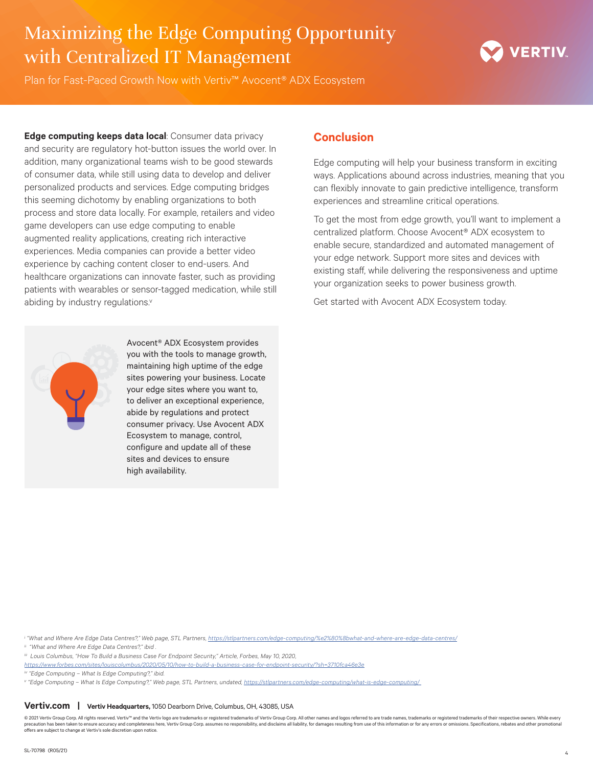# Maximizing the Edge Computing Opportunity with Centralized IT Management

Plan for Fast-Paced Growth Now with Vertiv™ Avocent® ADX Ecosystem

**Edge computing keeps data local**: Consumer data privacy and security are regulatory hot-button issues the world over. In addition, many organizational teams wish to be good stewards of consumer data, while still using data to develop and deliver personalized products and services. Edge computing bridges this seeming dichotomy by enabling organizations to both process and store data locally. For example, retailers and video game developers can use edge computing to enable augmented reality applications, creating rich interactive experiences. Media companies can provide a better video experience by caching content closer to end-users. And healthcare organizations can innovate faster, such as providing patients with wearables or sensor-tagged medication, while still abiding by industry regulations.[v]

Avocent® ADX Ecosystem provides you with the tools to manage growth, maintaining high uptime of the edge sites powering your business. Locate your edge sites where you want to, to deliver an exceptional experience, abide by regulations and protect consumer privacy. Use Avocent ADX Ecosystem to manage, control, configure and update all of these sites and devices to ensure high availability.

## Conclusion

Edge computing will help your business transform in exciting ways. Applications abound across industries, meaning that you can flexibly innovate to gain predictive intelligence, transform experiences and streamline critical operations.

To get the most from edge growth, you'll want to implement a centralized platform. Choose Avocent® ADX ecosystem to enable secure, standardized and automated management of your edge network. Support more sites and devices with existing staff, while delivering the responsiveness and uptime your organization seeks to power business growth.

Get started with Avocent ADX Ecosystem today.

[i] "What and Where Are Edge Data Centres?," Web page, STL Partners, https://stlpartners.com/edge-computing/%e2%80%8bwhat-and-where-are-edge-data-centres/

[ii] "What and Where Are Edge Data Centres?," ibid .

[iii] Louis Columbus, "How To Build a Business Case For Endpoint Security," Article, Forbes, May 10, 2020, https://www.forbes.com/sites/louiscolumbus/2020/05/10/how-to-build-a-business-case-for-endpoint-security/?sh=3710fca46e3e

[iv] "Edge Computing – What Is Edge Computing?," ibid.

[v] "Edge Computing – What Is Edge Computing?," Web page, STL Partners, undated, https://stlpartners.com/edge-computing/what-is-edge-computing/

**Vertiv.com** | **Vertiv Headquarters,** 1050 Dearborn Drive, Columbus, OH, 43085, USA

© 2021 Vertiv Group Corp. All rights reserved. Vertiv™ and the Vertiv logo are trademarks or registered trademarks of Vertiv Group Corp. All other names and logos referred to are trade names, trademarks or registered trademarks of their respective owners. While every precaution has been taken to ensure accuracy and completeness here, Vertiv Group Corp. assumes no responsibility, and disclaims all liability, for damages resulting from use of this information or for any errors or omissions. Specifications, rebates and other promotional offers are subject to change at Vertiv's sole discretion upon notice.

SL-70798 (R05/21)